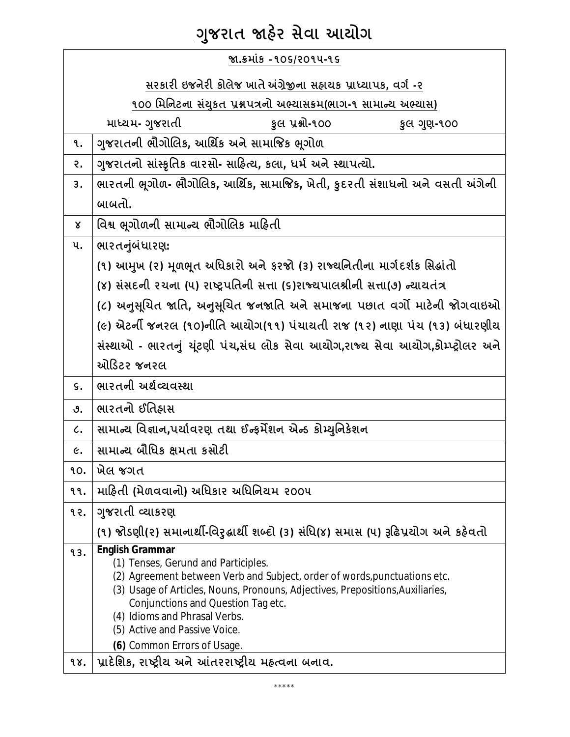# ગુજરાત જાહેર સેવા આયોગ

**જા.ક્રમાંક -૧૦૬/૨૦૧૫-૧૬**

**સરકારી ઇજનેરી કોલેજ ખાતે અંગ્રેજીના સહાયક પ્રાધ્યાપક, વર્ગ -૨**

**૧૦૦ મિનિટના સંયુકત પ્રશ્નપત્રનો અભ્યાસક્રમ(ભાગ-૧ સામાન્ય અભ્યાસ)**

માધ્યમ- ગુજરાતી | કુલ પ્રશ્નો-૧૦૦ | કુલ ગુણ-૧૦૦

| ક્રમ | વિષય |
|---|---|
| ૧. | ગુજરાતની ભૌગોલિક, આર્થિક અને સામાજિક ભૂગોળ |
| ૨. | ગુજરાતનો સાંસ્કૃતિક વારસો- સાહિત્ય, કલા, ધર્મ અને સ્થાપત્યો. |
| ૩. | ભારતની ભૂગોળ- ભૌગોલિક, આર્થિક, સામાજિક, ખેતી, કુદરતી સંશાધનો અને વસતી અંગેની બાબતો. |
| ૪ | વિશ્વ ભૂગોળની સામાન્ય ભૌગોલિક માહિતી |
| ૫. | ભારતનુંબંધારણ: (૧) આમુખ (૨) મૂળભૂત અધિકારો અને ફરજો (૩) રાજ્યનિતીના માર્ગદર્શક સિદ્ધાંતો (૪) સંસદની રચના (૫) રાષ્ટ્રપતિની સત્તા (૬)રાજ્યપાલશ્રીની સત્તા(૭) ન્યાયતંત્ર (૮) અનુસૂચિત જાતિ, અનુસૂચિત જનજાતિ અને સમાજના પછાત વર્ગો માટેની જોગવાઇઓ (૯) એટર્ની જનરલ (૧૦)નીતિ આયોગ(૧૧) પંચાયતી રાજ (૧૨) નાણા પંચ (૧૩) બંધારણીય સંસ્થાઓ - ભારતનું ચૂંટણી પંચ,સંઘ લોક સેવા આયોગ,રાજ્ય સેવા આયોગ,કોમ્પ્ટ્રોલર અને ઓડિટર જનરલ |
| ૬. | ભારતની અર્થવ્યવસ્થા |
| ૭. | ભારતનો ઈતિહાસ |
| ૮. | સામાન્ય વિજ્ઞાન,પર્યાવરણ તથા ઈન્ફર્મેશન એન્ડ કોમ્યુનિકેશન |
| ૯. | સામાન્ય બૌધિક ક્ષમતા કસોટી |
| ૧૦. | ખેલ જગત |
| ૧૧. | માહિતી (મેળવવાનો) અધિકાર અધિનિયમ ૨૦૦૫ |
| ૧૨. | ગુજરાતી વ્યાકરણ (૧) જોડણી(૨) સમાનાર્થી-વિરુદ્ધાર્થી શબ્દો (૩) સંધિ(૪) સમાસ (૫) રૂઢિપ્રયોગ અને કહેવતો |
| ૧૩. | **English Grammar** (1) Tenses, Gerund and Participles. (2) Agreement between Verb and Subject, order of words,punctuations etc. (3) Usage of Articles, Nouns, Pronouns, Adjectives, Prepositions,Auxiliaries, Conjunctions and Question Tag etc. (4) Idioms and Phrasal Verbs. (5) Active and Passive Voice. **(6)** Common Errors of Usage. |
| ૧૪. | પ્રાદેશિક, રાષ્ટ્રીય અને આંતરરાષ્ટ્રીય મહત્વના બનાવ. |

\*\*\*\*\*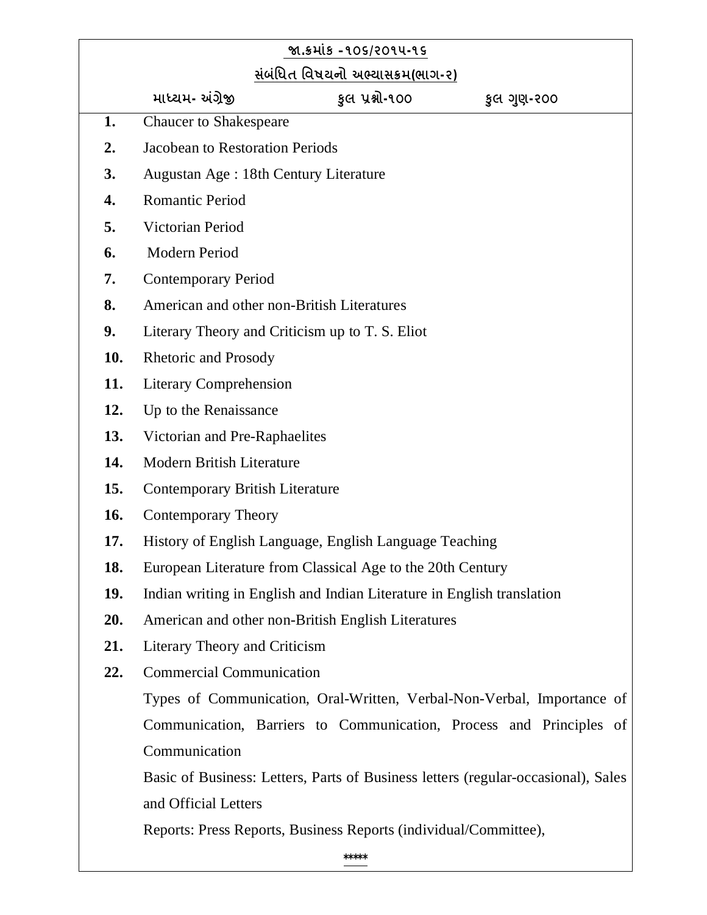**જા.ક્રમાંક -૧૦૬/૨૦૧૫-૧૬**

**સંબંધિત વિષયનો અભ્યાસક્રમ(ભાગ-૨)**

**માધ્યમ- અંગ્રેજી** **કુલ પ્રશ્નો-૧૦૦** **કુલ ગુણ-૨૦૦**

1. Chaucer to Shakespeare
2. Jacobean to Restoration Periods
3. Augustan Age : 18th Century Literature
4. Romantic Period
5. Victorian Period
6. Modern Period
7. Contemporary Period
8. American and other non-British Literatures
9. Literary Theory and Criticism up to T. S. Eliot
10. Rhetoric and Prosody
11. Literary Comprehension
12. Up to the Renaissance
13. Victorian and Pre-Raphaelites
14. Modern British Literature
15. Contemporary British Literature
16. Contemporary Theory
17. History of English Language, English Language Teaching
18. European Literature from Classical Age to the 20th Century
19. Indian writing in English and Indian Literature in English translation
20. American and other non-British English Literatures
21. Literary Theory and Criticism
22. Commercial Communication

    Types of Communication, Oral-Written, Verbal-Non-Verbal, Importance of Communication, Barriers to Communication, Process and Principles of Communication

    Basic of Business: Letters, Parts of Business letters (regular-occasional), Sales and Official Letters

    Reports: Press Reports, Business Reports (individual/Committee),

*****